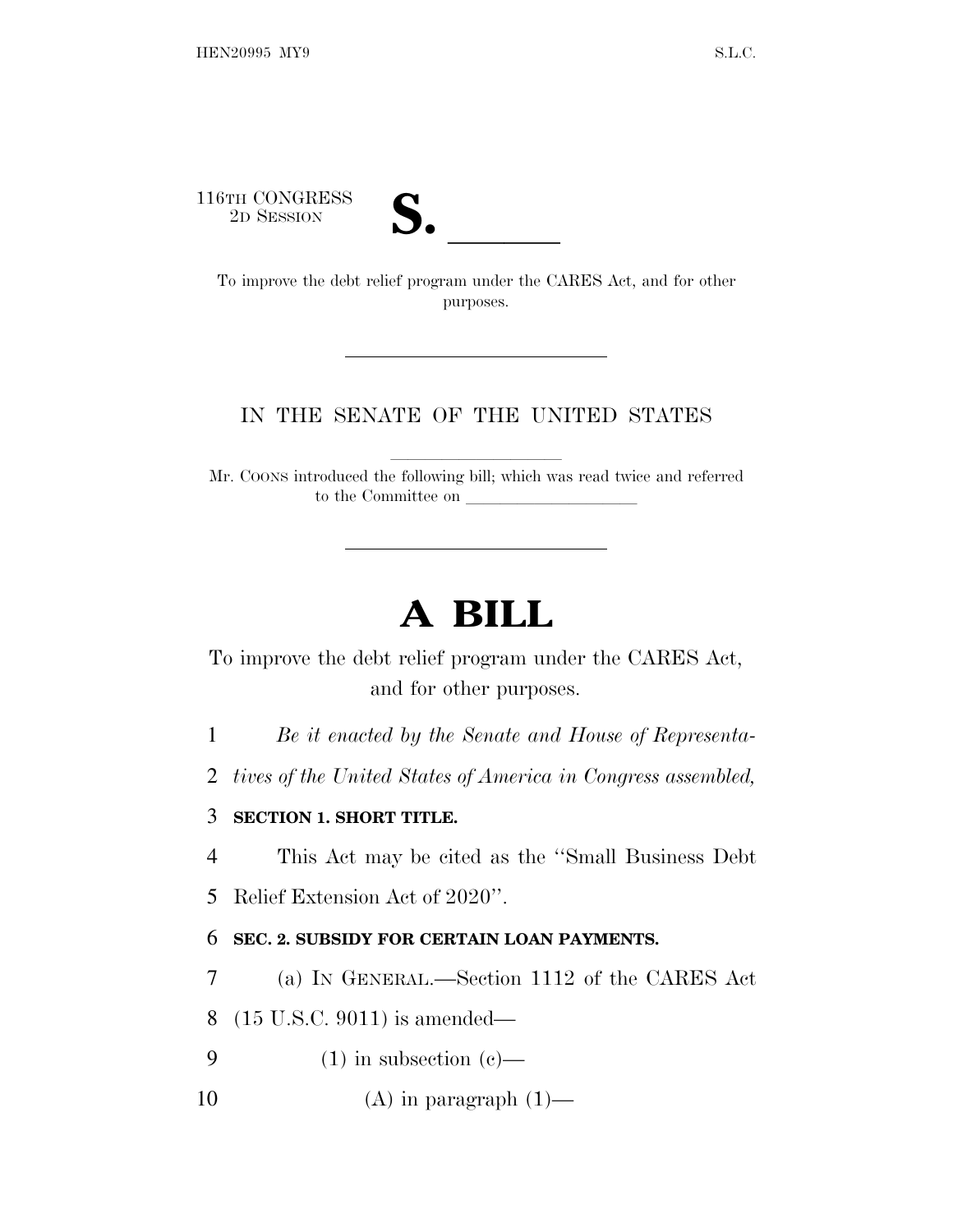116TH CONGRESS
2D SESSION

# S. ______

To improve the debt relief program under the CARES Act, and for other purposes.

---

IN THE SENATE OF THE UNITED STATES

Mr. COONS introduced the following bill; which was read twice and referred to the Committee on ______________

---

# A BILL

To improve the debt relief program under the CARES Act, and for other purposes.

1 *Be it enacted by the Senate and House of Representa-*
2 *tives of the United States of America in Congress assembled,*

3 **SECTION 1. SHORT TITLE.**

4 This Act may be cited as the ''Small Business Debt
5 Relief Extension Act of 2020''.

6 **SEC. 2. SUBSIDY FOR CERTAIN LOAN PAYMENTS.**

7 (a) IN GENERAL.—Section 1112 of the CARES Act
8 (15 U.S.C. 9011) is amended—
9 (1) in subsection (c)—
10 (A) in paragraph (1)—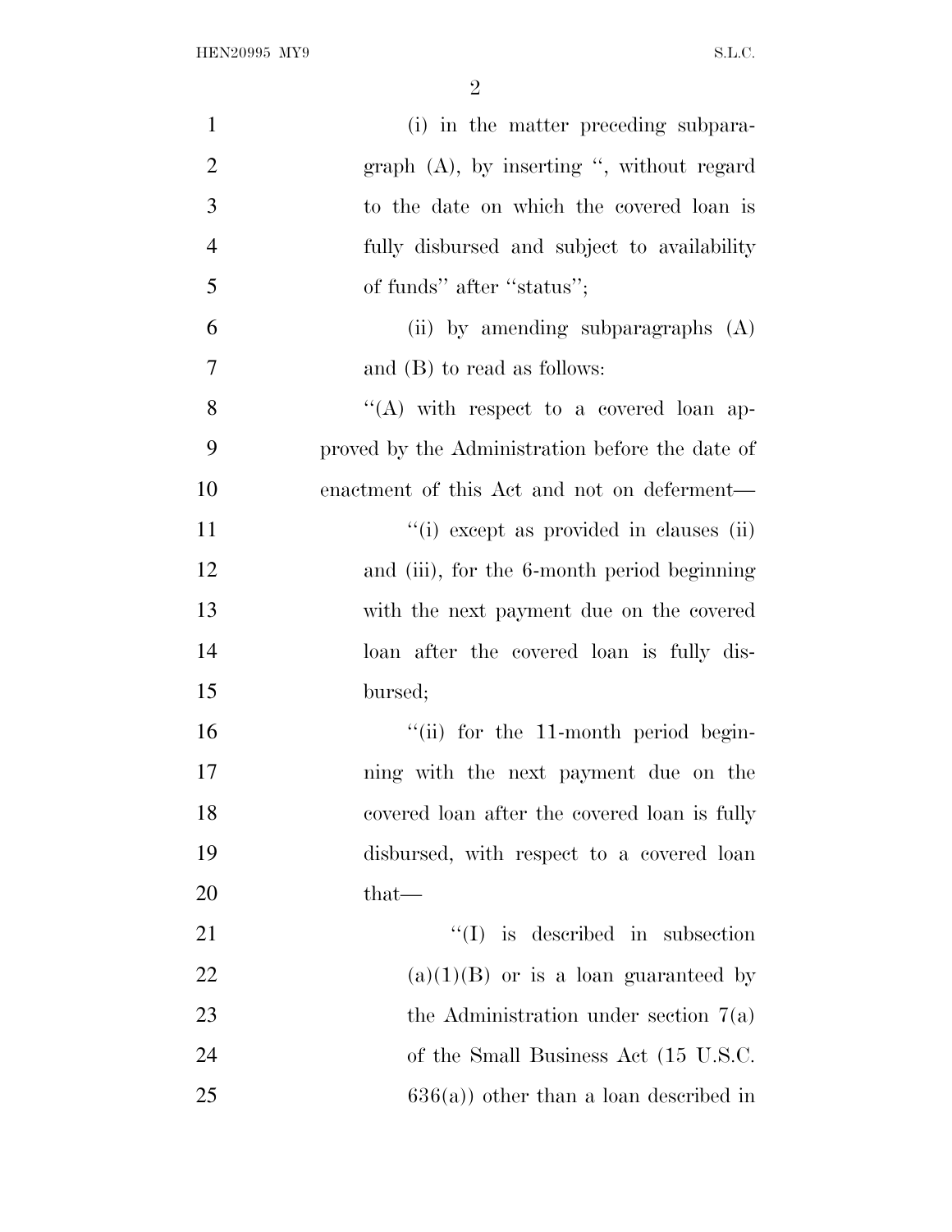(i) in the matter preceding subparagraph (A), by inserting ", without regard to the date on which the covered loan is fully disbursed and subject to availability of funds" after "status";

(ii) by amending subparagraphs (A) and (B) to read as follows:

"(A) with respect to a covered loan approved by the Administration before the date of enactment of this Act and not on deferment—

"(i) except as provided in clauses (ii) and (iii), for the 6-month period beginning with the next payment due on the covered loan after the covered loan is fully disbursed;

"(ii) for the 11-month period beginning with the next payment due on the covered loan after the covered loan is fully disbursed, with respect to a covered loan that—

"(I) is described in subsection (a)(1)(B) or is a loan guaranteed by the Administration under section 7(a) of the Small Business Act (15 U.S.C. 636(a)) other than a loan described in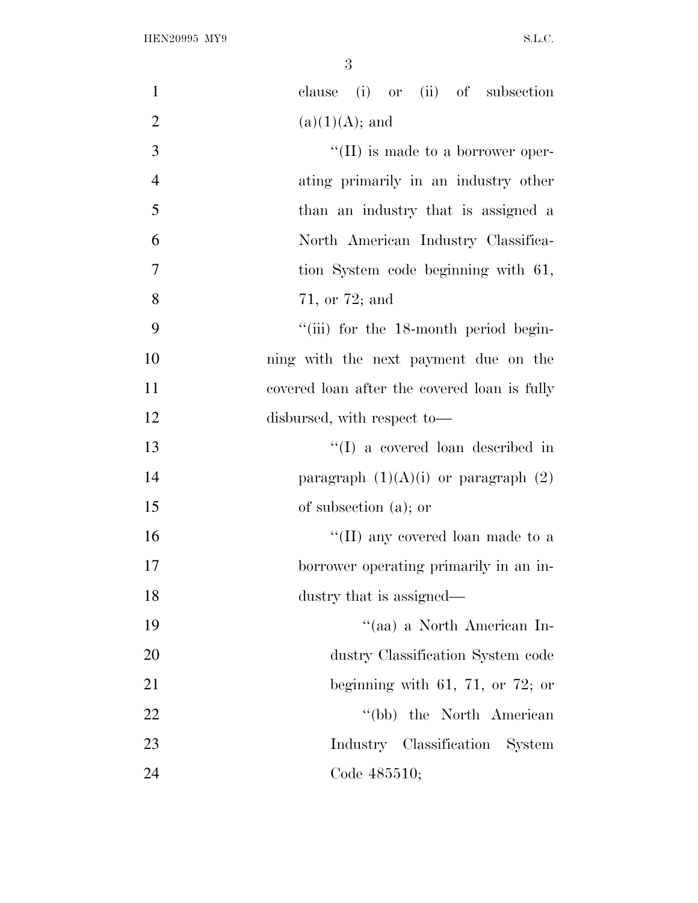clause (i) or (ii) of subsection (a)(1)(A); and

''(II) is made to a borrower operating primarily in an industry other than an industry that is assigned a North American Industry Classification System code beginning with 61, 71, or 72; and

''(iii) for the 18-month period beginning with the next payment due on the covered loan after the covered loan is fully disbursed, with respect to—

''(I) a covered loan described in paragraph (1)(A)(i) or paragraph (2) of subsection (a); or

''(II) any covered loan made to a borrower operating primarily in an industry that is assigned—

''(aa) a North American Industry Classification System code beginning with 61, 71, or 72; or

''(bb) the North American Industry Classification System Code 485510;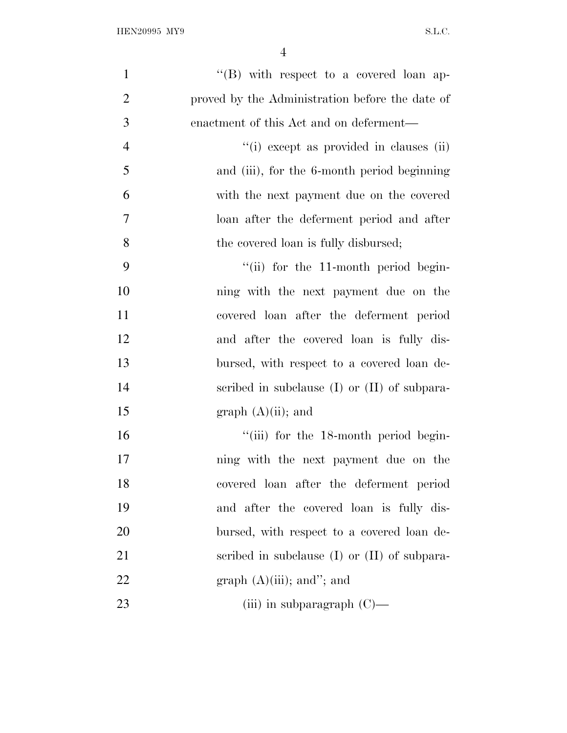"(B) with respect to a covered loan approved by the Administration before the date of enactment of this Act and on deferment—

"(i) except as provided in clauses (ii) and (iii), for the 6-month period beginning with the next payment due on the covered loan after the deferment period and after the covered loan is fully disbursed;

"(ii) for the 11-month period beginning with the next payment due on the covered loan after the deferment period and after the covered loan is fully disbursed, with respect to a covered loan described in subclause (I) or (II) of subparagraph (A)(ii); and

"(iii) for the 18-month period beginning with the next payment due on the covered loan after the deferment period and after the covered loan is fully disbursed, with respect to a covered loan described in subclause (I) or (II) of subparagraph (A)(iii); and"; and

(iii) in subparagraph (C)—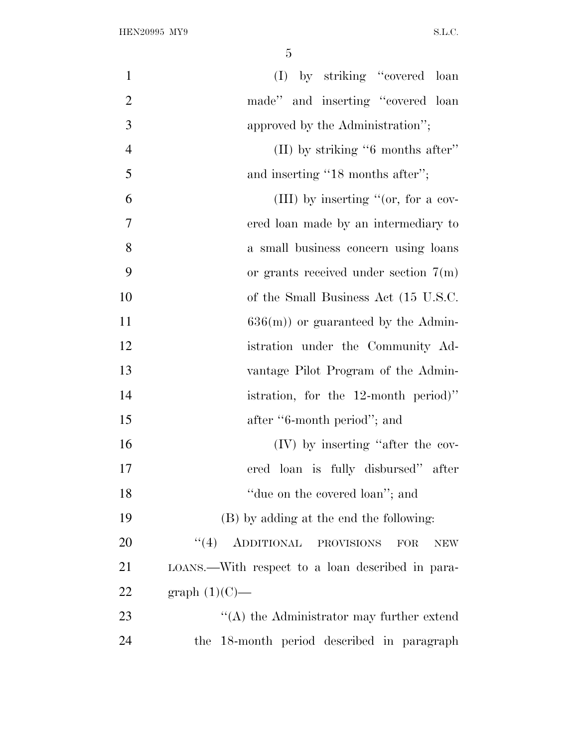(I) by striking "covered loan made" and inserting "covered loan approved by the Administration";

(II) by striking "6 months after" and inserting "18 months after";

(III) by inserting "(or, for a covered loan made by an intermediary to a small business concern using loans or grants received under section 7(m) of the Small Business Act (15 U.S.C. 636(m)) or guaranteed by the Administration under the Community Advantage Pilot Program of the Administration, for the 12-month period)" after "6-month period"; and

(IV) by inserting "after the covered loan is fully disbursed" after "due on the covered loan"; and

(B) by adding at the end the following:

"(4) ADDITIONAL PROVISIONS FOR NEW LOANS.—With respect to a loan described in paragraph (1)(C)—

"(A) the Administrator may further extend the 18-month period described in paragraph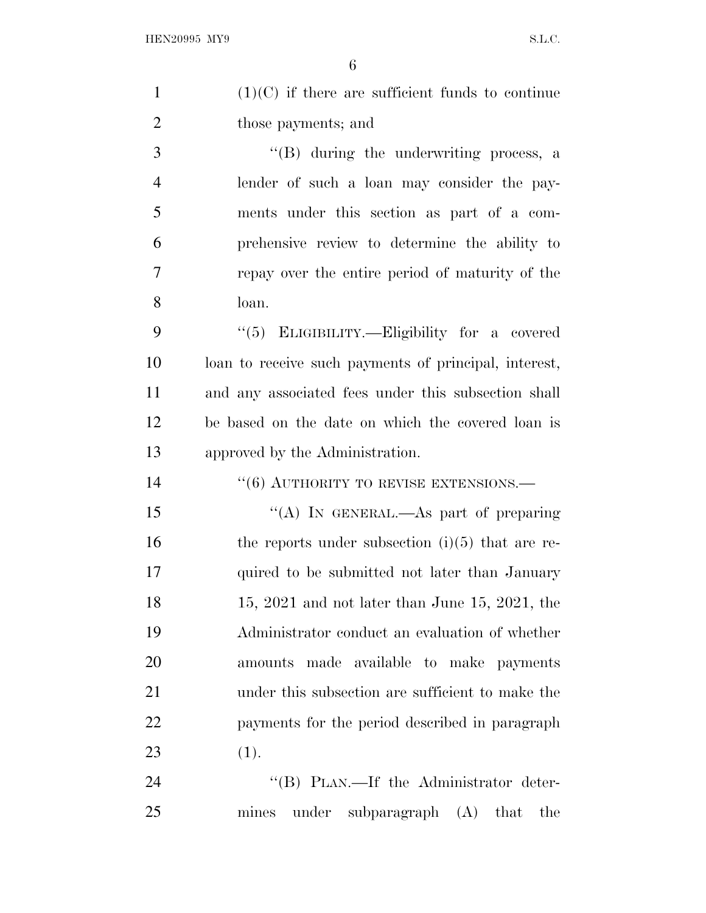(1)(C) if there are sufficient funds to continue those payments; and

"(B) during the underwriting process, a lender of such a loan may consider the payments under this section as part of a comprehensive review to determine the ability to repay over the entire period of maturity of the loan.

"(5) ELIGIBILITY.—Eligibility for a covered loan to receive such payments of principal, interest, and any associated fees under this subsection shall be based on the date on which the covered loan is approved by the Administration.

"(6) AUTHORITY TO REVISE EXTENSIONS.—

"(A) IN GENERAL.—As part of preparing the reports under subsection (i)(5) that are required to be submitted not later than January 15, 2021 and not later than June 15, 2021, the Administrator conduct an evaluation of whether amounts made available to make payments under this subsection are sufficient to make the payments for the period described in paragraph (1).

"(B) PLAN.—If the Administrator determines under subparagraph (A) that the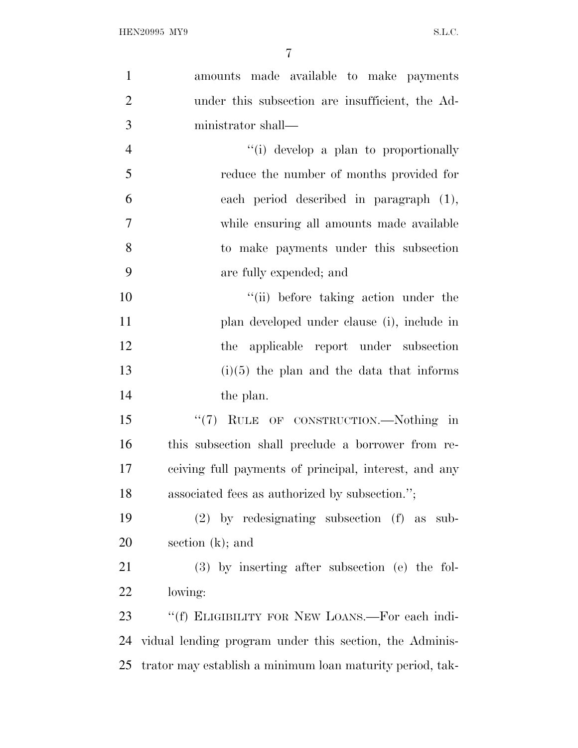amounts made available to make payments under this subsection are insufficient, the Administrator shall—

"(i) develop a plan to proportionally reduce the number of months provided for each period described in paragraph (1), while ensuring all amounts made available to make payments under this subsection are fully expended; and

"(ii) before taking action under the plan developed under clause (i), include in the applicable report under subsection (i)(5) the plan and the data that informs the plan.

"(7) RULE OF CONSTRUCTION.—Nothing in this subsection shall preclude a borrower from receiving full payments of principal, interest, and any associated fees as authorized by subsection.";

(2) by redesignating subsection (f) as subsection (k); and

(3) by inserting after subsection (e) the following:

"(f) ELIGIBILITY FOR NEW LOANS.—For each individual lending program under this section, the Administrator may establish a minimum loan maturity period, tak-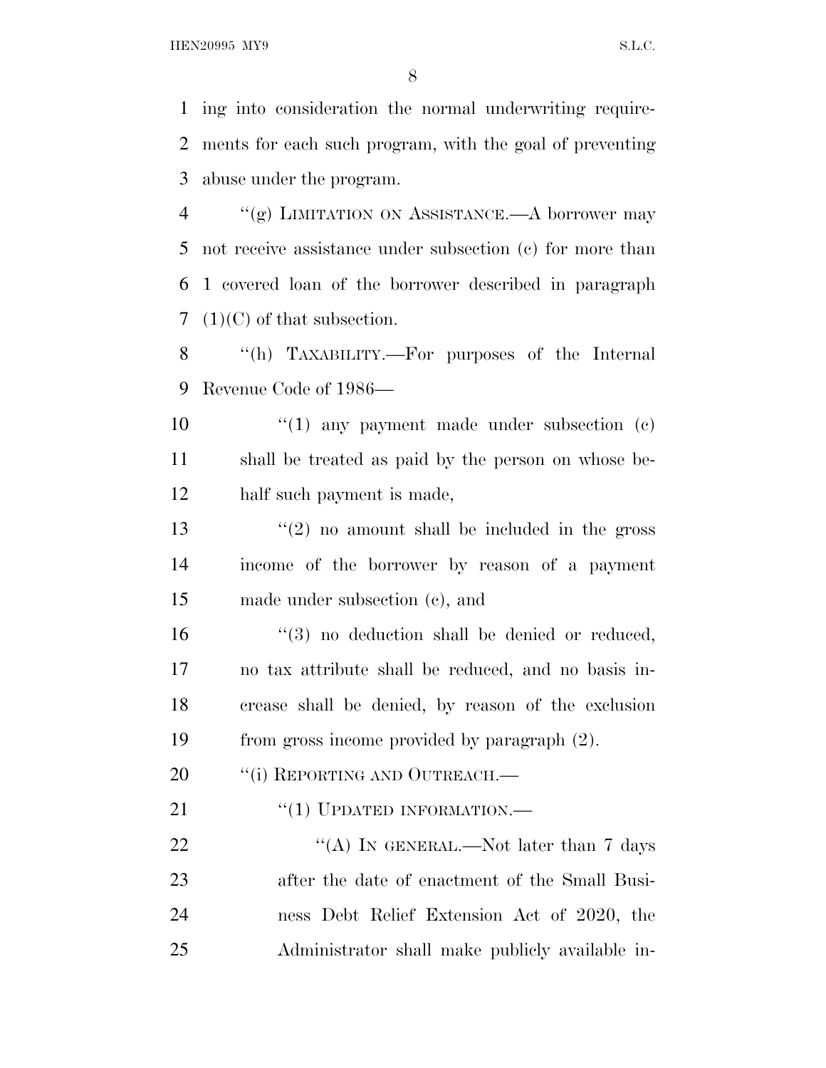ing into consideration the normal underwriting requirements for each such program, with the goal of preventing abuse under the program.

"(g) LIMITATION ON ASSISTANCE.—A borrower may not receive assistance under subsection (c) for more than 1 covered loan of the borrower described in paragraph (1)(C) of that subsection.

"(h) TAXABILITY.—For purposes of the Internal Revenue Code of 1986—

"(1) any payment made under subsection (c) shall be treated as paid by the person on whose behalf such payment is made,

"(2) no amount shall be included in the gross income of the borrower by reason of a payment made under subsection (c), and

"(3) no deduction shall be denied or reduced, no tax attribute shall be reduced, and no basis increase shall be denied, by reason of the exclusion from gross income provided by paragraph (2).

"(i) REPORTING AND OUTREACH.—

"(1) UPDATED INFORMATION.—

"(A) IN GENERAL.—Not later than 7 days after the date of enactment of the Small Business Debt Relief Extension Act of 2020, the Administrator shall make publicly available in-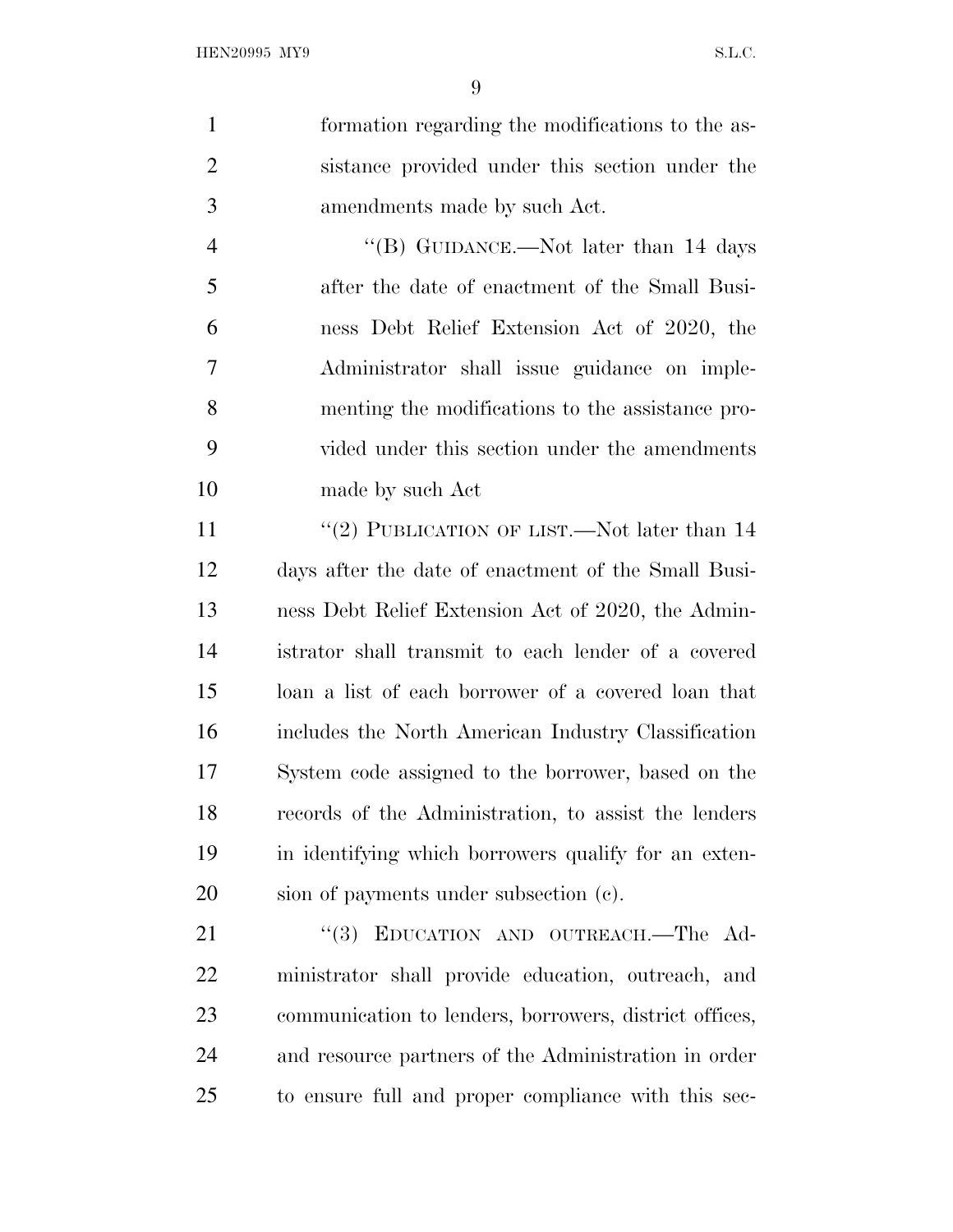formation regarding the modifications to the assistance provided under this section under the amendments made by such Act.

"(B) GUIDANCE.—Not later than 14 days after the date of enactment of the Small Business Debt Relief Extension Act of 2020, the Administrator shall issue guidance on implementing the modifications to the assistance provided under this section under the amendments made by such Act

"(2) PUBLICATION OF LIST.—Not later than 14 days after the date of enactment of the Small Business Debt Relief Extension Act of 2020, the Administrator shall transmit to each lender of a covered loan a list of each borrower of a covered loan that includes the North American Industry Classification System code assigned to the borrower, based on the records of the Administration, to assist the lenders in identifying which borrowers qualify for an extension of payments under subsection (c).

"(3) EDUCATION AND OUTREACH.—The Administrator shall provide education, outreach, and communication to lenders, borrowers, district offices, and resource partners of the Administration in order to ensure full and proper compliance with this sec-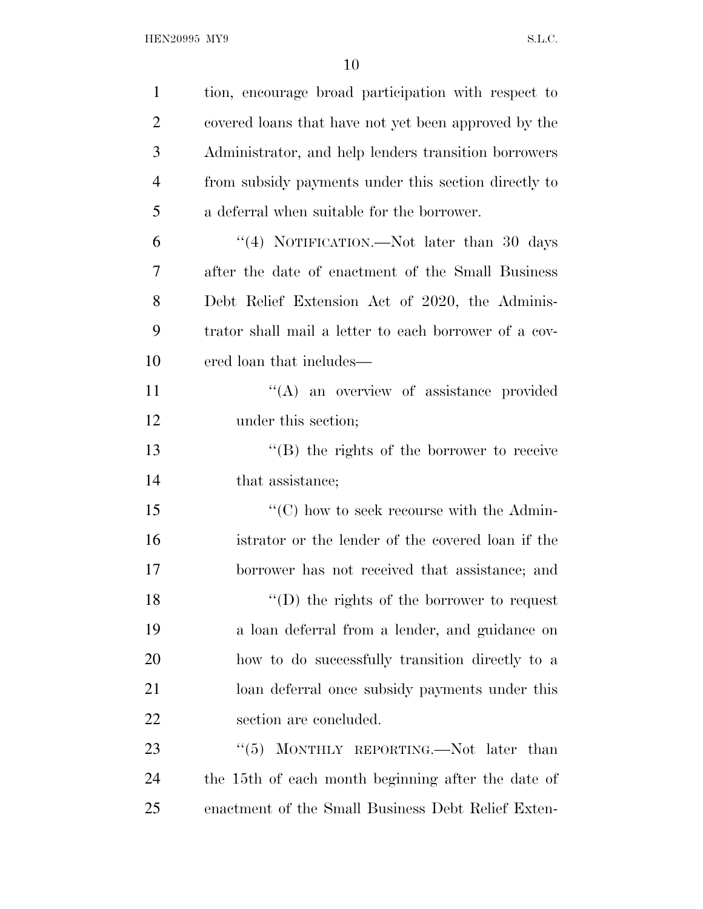tion, encourage broad participation with respect to covered loans that have not yet been approved by the Administrator, and help lenders transition borrowers from subsidy payments under this section directly to a deferral when suitable for the borrower.

"(4) NOTIFICATION.—Not later than 30 days after the date of enactment of the Small Business Debt Relief Extension Act of 2020, the Administrator shall mail a letter to each borrower of a covered loan that includes—

"(A) an overview of assistance provided under this section;

"(B) the rights of the borrower to receive that assistance;

"(C) how to seek recourse with the Administrator or the lender of the covered loan if the borrower has not received that assistance; and

"(D) the rights of the borrower to request a loan deferral from a lender, and guidance on how to do successfully transition directly to a loan deferral once subsidy payments under this section are concluded.

"(5) MONTHLY REPORTING.—Not later than the 15th of each month beginning after the date of enactment of the Small Business Debt Relief Exten-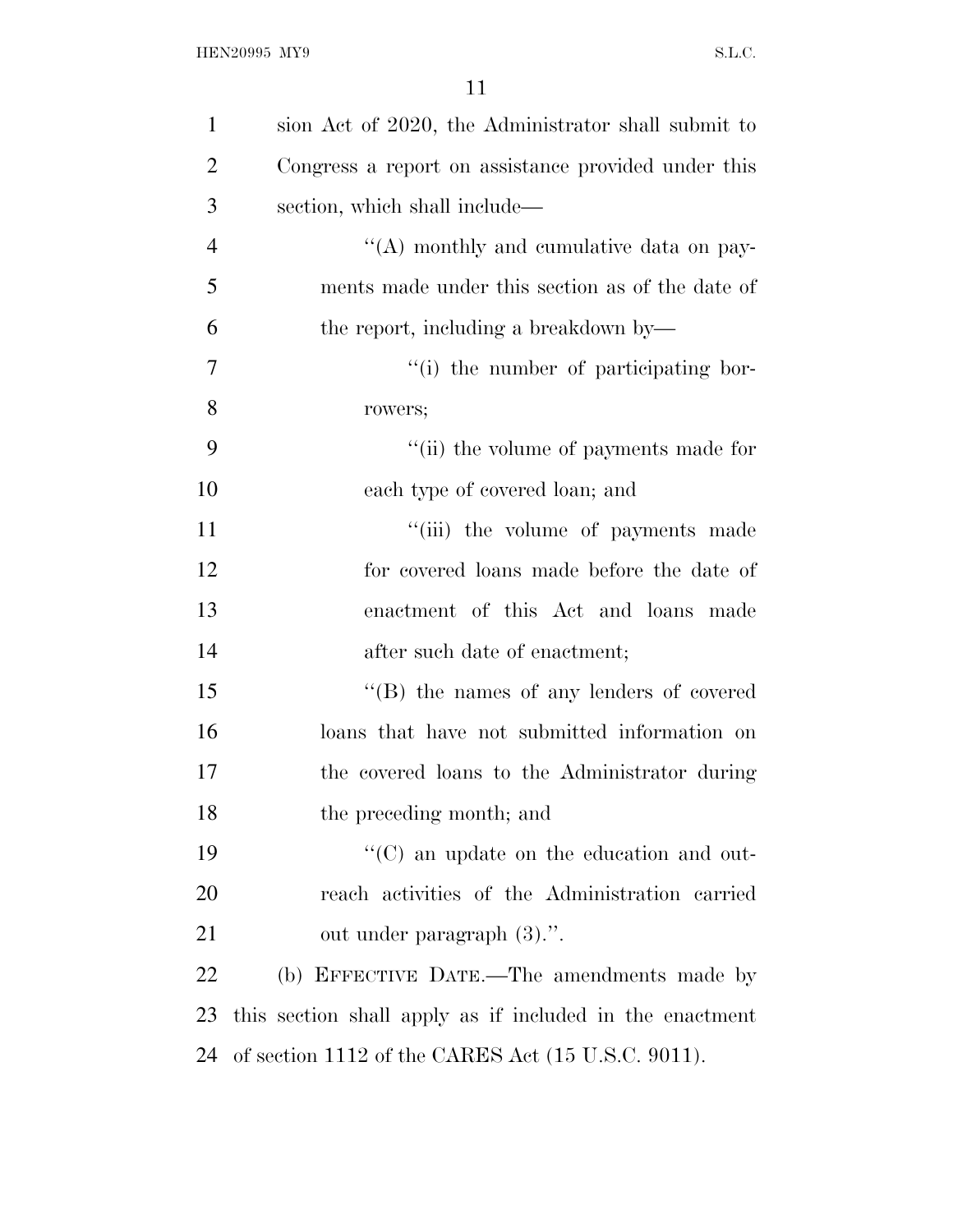sion Act of 2020, the Administrator shall submit to Congress a report on assistance provided under this section, which shall include—

"(A) monthly and cumulative data on payments made under this section as of the date of the report, including a breakdown by—

"(i) the number of participating borrowers;

"(ii) the volume of payments made for each type of covered loan; and

"(iii) the volume of payments made for covered loans made before the date of enactment of this Act and loans made after such date of enactment;

"(B) the names of any lenders of covered loans that have not submitted information on the covered loans to the Administrator during the preceding month; and

"(C) an update on the education and outreach activities of the Administration carried out under paragraph (3).".

(b) EFFECTIVE DATE.—The amendments made by this section shall apply as if included in the enactment of section 1112 of the CARES Act (15 U.S.C. 9011).